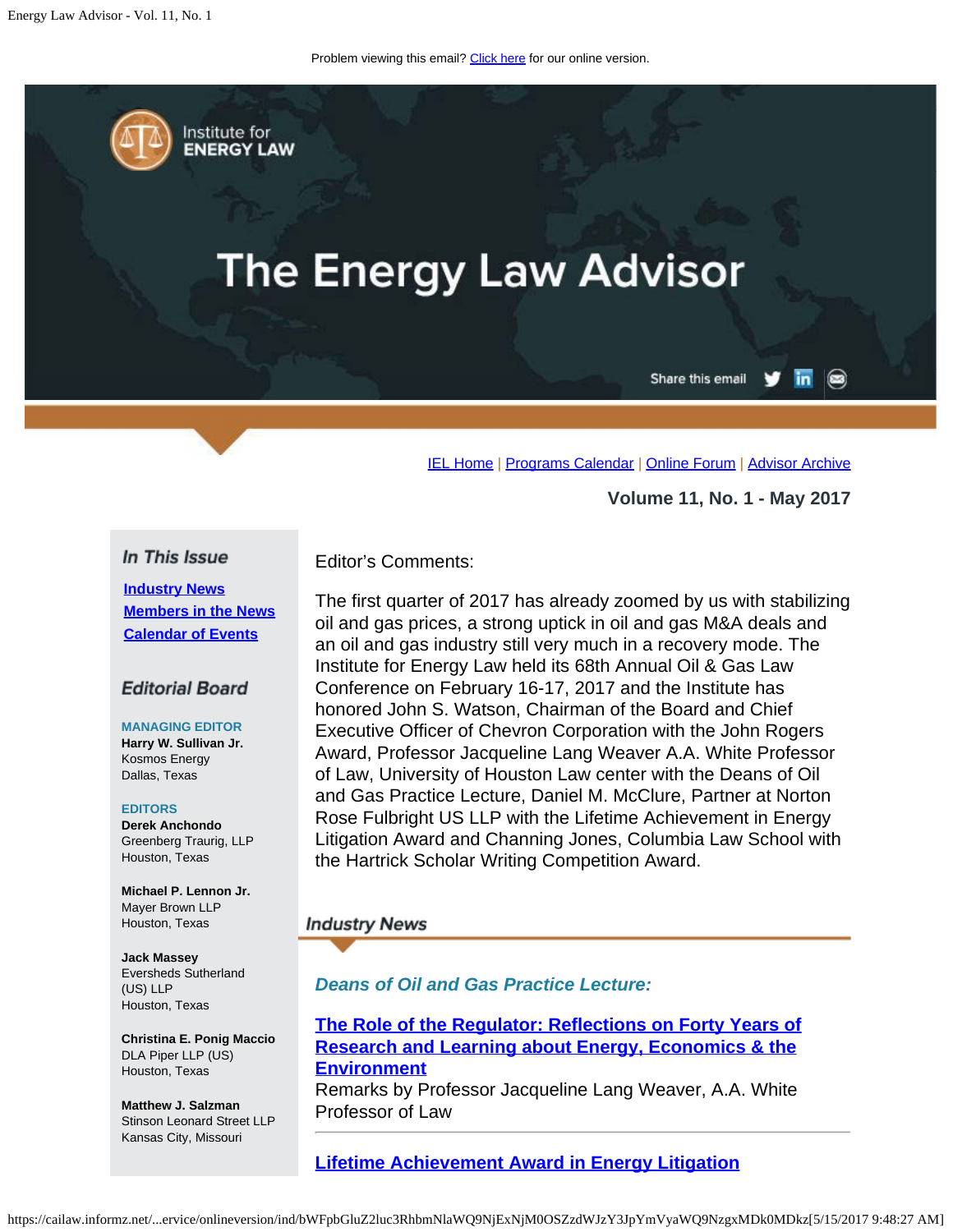Problem viewing this email? Click here for our online version.

Institute for ENERGY LAW

# The Energy Law Advisor

Share this email

IEL Home | Programs Calendar | Online Forum | Advisor Archive

**Volume 11, No. 1 - May 2017**

### *In This Issue*

[**Industry News**]()
[**Members in the News**]()
[**Calendar of Events**]()

### *Editorial Board*

**MANAGING EDITOR**
**Harry W. Sullivan Jr.**
Kosmos Energy
Dallas, Texas

**EDITORS**
**Derek Anchondo**
Greenberg Traurig, LLP
Houston, Texas

**Michael P. Lennon Jr.**
Mayer Brown LLP
Houston, Texas

**Jack Massey**
Eversheds Sutherland (US) LLP
Houston, Texas

**Christina E. Ponig Maccio**
DLA Piper LLP (US)
Houston, Texas

**Matthew J. Salzman**
Stinson Leonard Street LLP
Kansas City, Missouri

Editor's Comments:

The first quarter of 2017 has already zoomed by us with stabilizing oil and gas prices, a strong uptick in oil and gas M&A deals and an oil and gas industry still very much in a recovery mode. The Institute for Energy Law held its 68th Annual Oil & Gas Law Conference on February 16-17, 2017 and the Institute has honored John S. Watson, Chairman of the Board and Chief Executive Officer of Chevron Corporation with the John Rogers Award, Professor Jacqueline Lang Weaver A.A. White Professor of Law, University of Houston Law center with the Deans of Oil and Gas Practice Lecture, Daniel M. McClure, Partner at Norton Rose Fulbright US LLP with the Lifetime Achievement in Energy Litigation Award and Channing Jones, Columbia Law School with the Hartrick Scholar Writing Competition Award.

## *Industry News*

### *Deans of Oil and Gas Practice Lecture:*

[**The Role of the Regulator: Reflections on Forty Years of Research and Learning about Energy, Economics & the Environment**]()
Remarks by Professor Jacqueline Lang Weaver, A.A. White Professor of Law

---

[**Lifetime Achievement Award in Energy Litigation**]()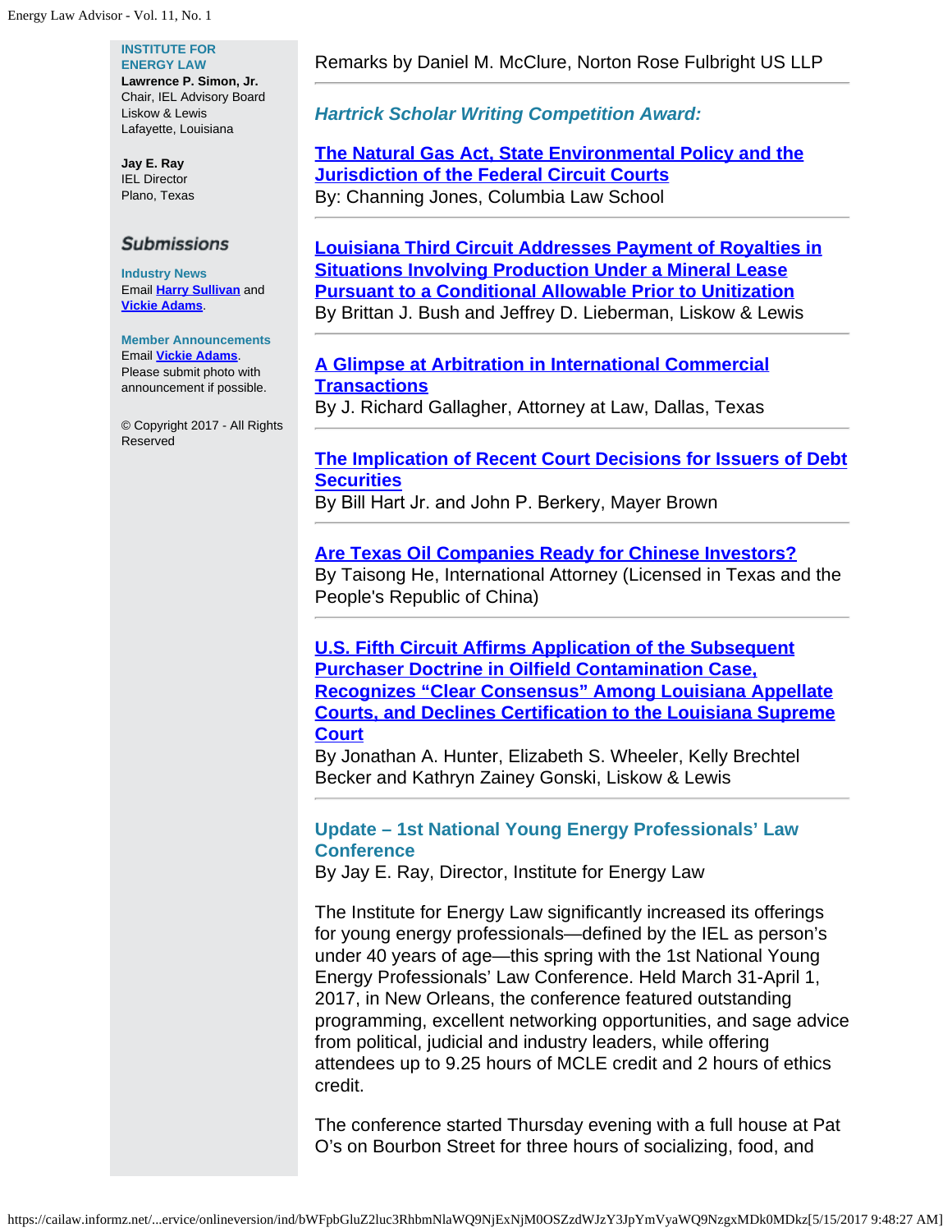**INSTITUTE FOR ENERGY LAW**

**Lawrence P. Simon, Jr.**
Chair, IEL Advisory Board
Liskow & Lewis
Lafayette, Louisiana

**Jay E. Ray**
IEL Director
Plano, Texas

## Submissions

**Industry News**
Email Harry Sullivan and Vickie Adams.

**Member Announcements**
Email Vickie Adams.
Please submit photo with announcement if possible.

© Copyright 2017 - All Rights Reserved

---

Remarks by Daniel M. McClure, Norton Rose Fulbright US LLP

---

### *Hartrick Scholar Writing Competition Award:*

**The Natural Gas Act, State Environmental Policy and the Jurisdiction of the Federal Circuit Courts**
By: Channing Jones, Columbia Law School

---

**Louisiana Third Circuit Addresses Payment of Royalties in Situations Involving Production Under a Mineral Lease Pursuant to a Conditional Allowable Prior to Unitization**
By Brittan J. Bush and Jeffrey D. Lieberman, Liskow & Lewis

---

**A Glimpse at Arbitration in International Commercial Transactions**
By J. Richard Gallagher, Attorney at Law, Dallas, Texas

---

**The Implication of Recent Court Decisions for Issuers of Debt Securities**
By Bill Hart Jr. and John P. Berkery, Mayer Brown

---

**Are Texas Oil Companies Ready for Chinese Investors?**
By Taisong He, International Attorney (Licensed in Texas and the People's Republic of China)

---

**U.S. Fifth Circuit Affirms Application of the Subsequent Purchaser Doctrine in Oilfield Contamination Case, Recognizes "Clear Consensus" Among Louisiana Appellate Courts, and Declines Certification to the Louisiana Supreme Court**
By Jonathan A. Hunter, Elizabeth S. Wheeler, Kelly Brechtel Becker and Kathryn Zainey Gonski, Liskow & Lewis

---

### Update – 1st National Young Energy Professionals' Law Conference

By Jay E. Ray, Director, Institute for Energy Law

The Institute for Energy Law significantly increased its offerings for young energy professionals—defined by the IEL as person's under 40 years of age—this spring with the 1st National Young Energy Professionals' Law Conference. Held March 31-April 1, 2017, in New Orleans, the conference featured outstanding programming, excellent networking opportunities, and sage advice from political, judicial and industry leaders, while offering attendees up to 9.25 hours of MCLE credit and 2 hours of ethics credit.

The conference started Thursday evening with a full house at Pat O's on Bourbon Street for three hours of socializing, food, and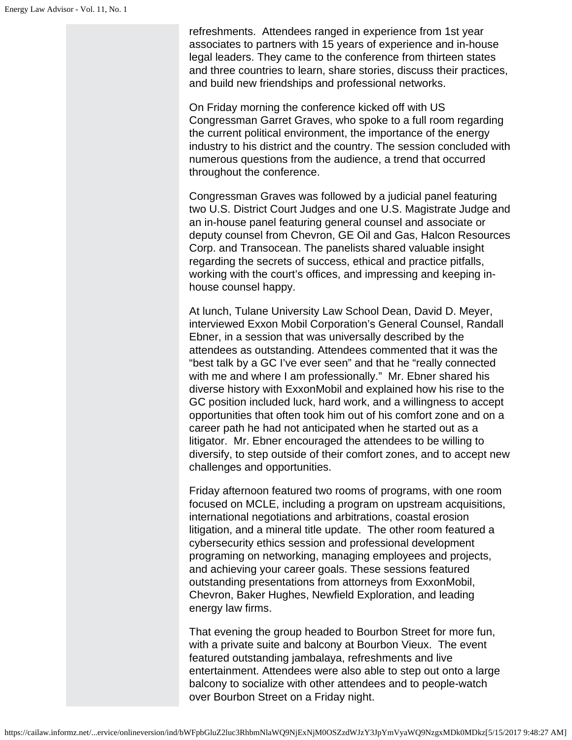refreshments. Attendees ranged in experience from 1st year associates to partners with 15 years of experience and in-house legal leaders. They came to the conference from thirteen states and three countries to learn, share stories, discuss their practices, and build new friendships and professional networks.

On Friday morning the conference kicked off with US Congressman Garret Graves, who spoke to a full room regarding the current political environment, the importance of the energy industry to his district and the country. The session concluded with numerous questions from the audience, a trend that occurred throughout the conference.

Congressman Graves was followed by a judicial panel featuring two U.S. District Court Judges and one U.S. Magistrate Judge and an in-house panel featuring general counsel and associate or deputy counsel from Chevron, GE Oil and Gas, Halcon Resources Corp. and Transocean. The panelists shared valuable insight regarding the secrets of success, ethical and practice pitfalls, working with the court's offices, and impressing and keeping in-house counsel happy.

At lunch, Tulane University Law School Dean, David D. Meyer, interviewed Exxon Mobil Corporation's General Counsel, Randall Ebner, in a session that was universally described by the attendees as outstanding. Attendees commented that it was the "best talk by a GC I've ever seen" and that he "really connected with me and where I am professionally." Mr. Ebner shared his diverse history with ExxonMobil and explained how his rise to the GC position included luck, hard work, and a willingness to accept opportunities that often took him out of his comfort zone and on a career path he had not anticipated when he started out as a litigator. Mr. Ebner encouraged the attendees to be willing to diversify, to step outside of their comfort zones, and to accept new challenges and opportunities.

Friday afternoon featured two rooms of programs, with one room focused on MCLE, including a program on upstream acquisitions, international negotiations and arbitrations, coastal erosion litigation, and a mineral title update. The other room featured a cybersecurity ethics session and professional development programing on networking, managing employees and projects, and achieving your career goals. These sessions featured outstanding presentations from attorneys from ExxonMobil, Chevron, Baker Hughes, Newfield Exploration, and leading energy law firms.

That evening the group headed to Bourbon Street for more fun, with a private suite and balcony at Bourbon Vieux. The event featured outstanding jambalaya, refreshments and live entertainment. Attendees were also able to step out onto a large balcony to socialize with other attendees and to people-watch over Bourbon Street on a Friday night.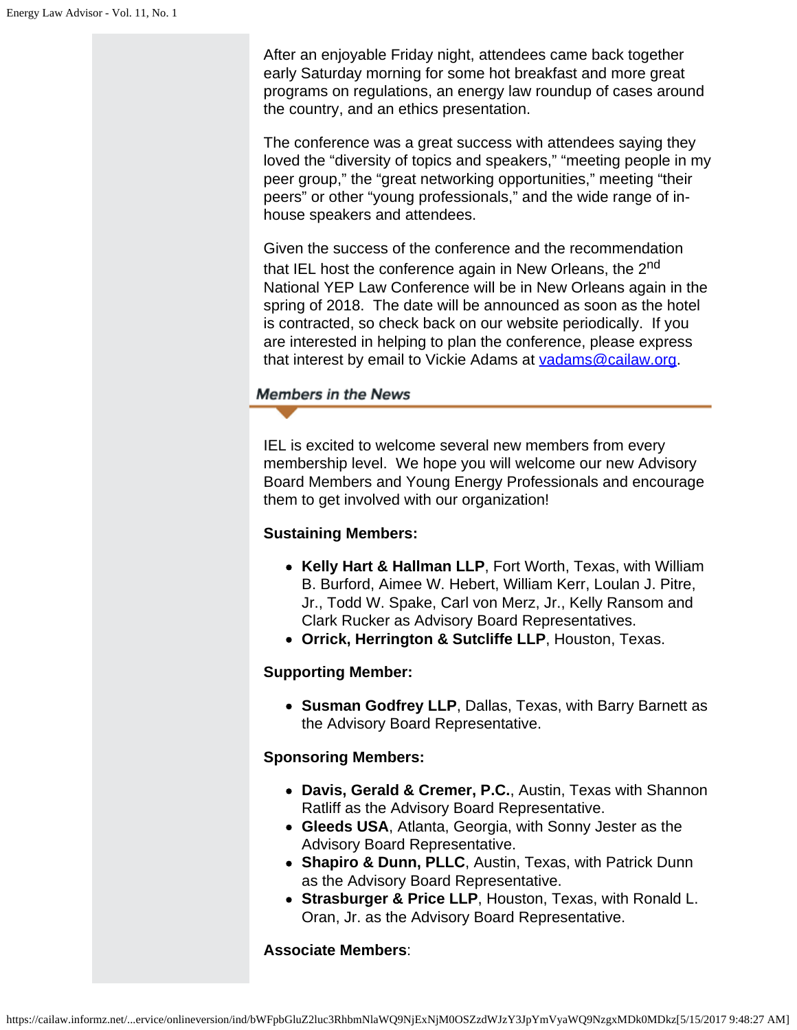After an enjoyable Friday night, attendees came back together early Saturday morning for some hot breakfast and more great programs on regulations, an energy law roundup of cases around the country, and an ethics presentation.

The conference was a great success with attendees saying they loved the “diversity of topics and speakers,” “meeting people in my peer group,” the “great networking opportunities,” meeting “their peers” or other “young professionals,” and the wide range of in-house speakers and attendees.

Given the success of the conference and the recommendation that IEL host the conference again in New Orleans, the 2nd National YEP Law Conference will be in New Orleans again in the spring of 2018. The date will be announced as soon as the hotel is contracted, so check back on our website periodically. If you are interested in helping to plan the conference, please express that interest by email to Vickie Adams at vadams@cailaw.org.

## Members in the News

IEL is excited to welcome several new members from every membership level. We hope you will welcome our new Advisory Board Members and Young Energy Professionals and encourage them to get involved with our organization!

**Sustaining Members:**

- **Kelly Hart & Hallman LLP**, Fort Worth, Texas, with William B. Burford, Aimee W. Hebert, William Kerr, Loulan J. Pitre, Jr., Todd W. Spake, Carl von Merz, Jr., Kelly Ransom and Clark Rucker as Advisory Board Representatives.
- **Orrick, Herrington & Sutcliffe LLP**, Houston, Texas.

**Supporting Member:**

- **Susman Godfrey LLP**, Dallas, Texas, with Barry Barnett as the Advisory Board Representative.

**Sponsoring Members:**

- **Davis, Gerald & Cremer, P.C.**, Austin, Texas with Shannon Ratliff as the Advisory Board Representative.
- **Gleeds USA**, Atlanta, Georgia, with Sonny Jester as the Advisory Board Representative.
- **Shapiro & Dunn, PLLC**, Austin, Texas, with Patrick Dunn as the Advisory Board Representative.
- **Strasburger & Price LLP**, Houston, Texas, with Ronald L. Oran, Jr. as the Advisory Board Representative.

**Associate Members**: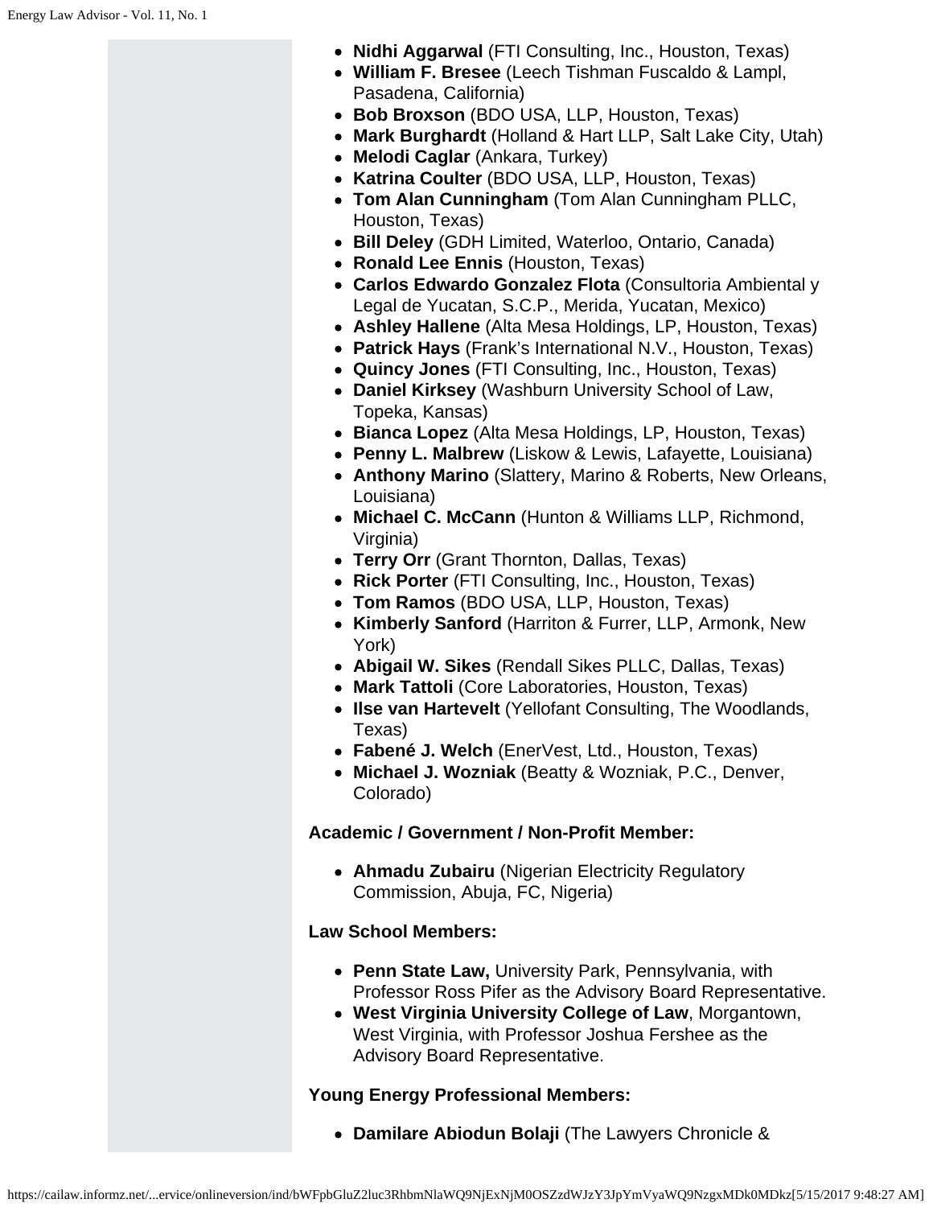- **Nidhi Aggarwal** (FTI Consulting, Inc., Houston, Texas)
- **William F. Bresee** (Leech Tishman Fuscaldo & Lampl, Pasadena, California)
- **Bob Broxson** (BDO USA, LLP, Houston, Texas)
- **Mark Burghardt** (Holland & Hart LLP, Salt Lake City, Utah)
- **Melodi Caglar** (Ankara, Turkey)
- **Katrina Coulter** (BDO USA, LLP, Houston, Texas)
- **Tom Alan Cunningham** (Tom Alan Cunningham PLLC, Houston, Texas)
- **Bill Deley** (GDH Limited, Waterloo, Ontario, Canada)
- **Ronald Lee Ennis** (Houston, Texas)
- **Carlos Edwardo Gonzalez Flota** (Consultoria Ambiental y Legal de Yucatan, S.C.P., Merida, Yucatan, Mexico)
- **Ashley Hallene** (Alta Mesa Holdings, LP, Houston, Texas)
- **Patrick Hays** (Frank's International N.V., Houston, Texas)
- **Quincy Jones** (FTI Consulting, Inc., Houston, Texas)
- **Daniel Kirksey** (Washburn University School of Law, Topeka, Kansas)
- **Bianca Lopez** (Alta Mesa Holdings, LP, Houston, Texas)
- **Penny L. Malbrew** (Liskow & Lewis, Lafayette, Louisiana)
- **Anthony Marino** (Slattery, Marino & Roberts, New Orleans, Louisiana)
- **Michael C. McCann** (Hunton & Williams LLP, Richmond, Virginia)
- **Terry Orr** (Grant Thornton, Dallas, Texas)
- **Rick Porter** (FTI Consulting, Inc., Houston, Texas)
- **Tom Ramos** (BDO USA, LLP, Houston, Texas)
- **Kimberly Sanford** (Harriton & Furrer, LLP, Armonk, New York)
- **Abigail W. Sikes** (Rendall Sikes PLLC, Dallas, Texas)
- **Mark Tattoli** (Core Laboratories, Houston, Texas)
- **Ilse van Hartevelt** (Yellofant Consulting, The Woodlands, Texas)
- **Fabené J. Welch** (EnerVest, Ltd., Houston, Texas)
- **Michael J. Wozniak** (Beatty & Wozniak, P.C., Denver, Colorado)

**Academic / Government / Non-Profit Member:**

- **Ahmadu Zubairu** (Nigerian Electricity Regulatory Commission, Abuja, FC, Nigeria)

**Law School Members:**

- **Penn State Law,** University Park, Pennsylvania, with Professor Ross Pifer as the Advisory Board Representative.
- **West Virginia University College of Law**, Morgantown, West Virginia, with Professor Joshua Fershee as the Advisory Board Representative.

**Young Energy Professional Members:**

- **Damilare Abiodun Bolaji** (The Lawyers Chronicle &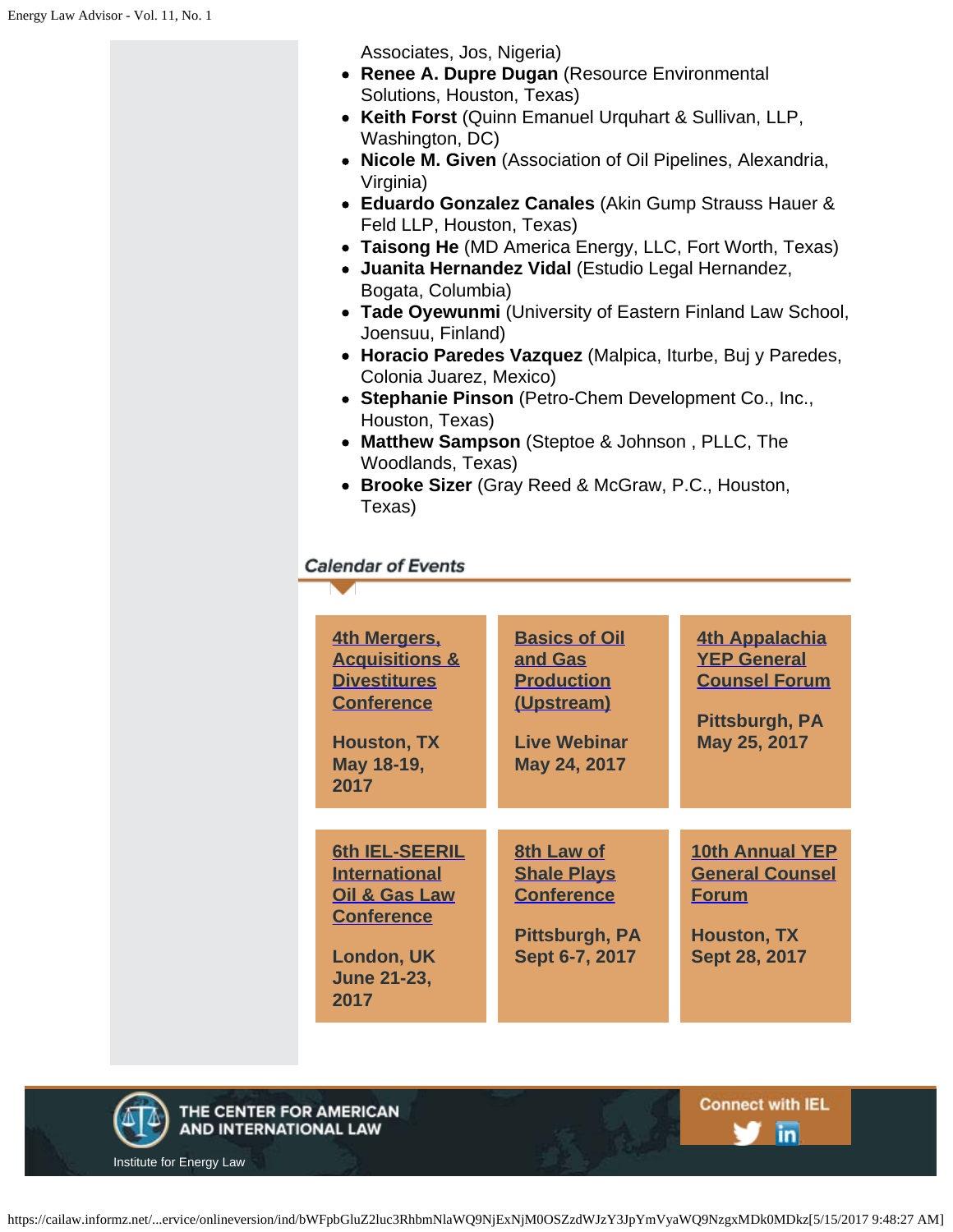Associates, Jos, Nigeria)

- **Renee A. Dupre Dugan** (Resource Environmental Solutions, Houston, Texas)
- **Keith Forst** (Quinn Emanuel Urquhart & Sullivan, LLP, Washington, DC)
- **Nicole M. Given** (Association of Oil Pipelines, Alexandria, Virginia)
- **Eduardo Gonzalez Canales** (Akin Gump Strauss Hauer & Feld LLP, Houston, Texas)
- **Taisong He** (MD America Energy, LLC, Fort Worth, Texas)
- **Juanita Hernandez Vidal** (Estudio Legal Hernandez, Bogata, Columbia)
- **Tade Oyewunmi** (University of Eastern Finland Law School, Joensuu, Finland)
- **Horacio Paredes Vazquez** (Malpica, Iturbe, Buj y Paredes, Colonia Juarez, Mexico)
- **Stephanie Pinson** (Petro-Chem Development Co., Inc., Houston, Texas)
- **Matthew Sampson** (Steptoe & Johnson , PLLC, The Woodlands, Texas)
- **Brooke Sizer** (Gray Reed & McGraw, P.C., Houston, Texas)

## Calendar of Events

**4th Mergers, Acquisitions & Divestitures Conference**
Houston, TX
May 18-19, 2017

**Basics of Oil and Gas Production (Upstream)**
Live Webinar
May 24, 2017

**4th Appalachia YEP General Counsel Forum**
Pittsburgh, PA
May 25, 2017

**6th IEL-SEERIL International Oil & Gas Law Conference**
London, UK
June 21-23, 2017

**8th Law of Shale Plays Conference**
Pittsburgh, PA
Sept 6-7, 2017

**10th Annual YEP General Counsel Forum**
Houston, TX
Sept 28, 2017

THE CENTER FOR AMERICAN AND INTERNATIONAL LAW

Institute for Energy Law

Connect with IEL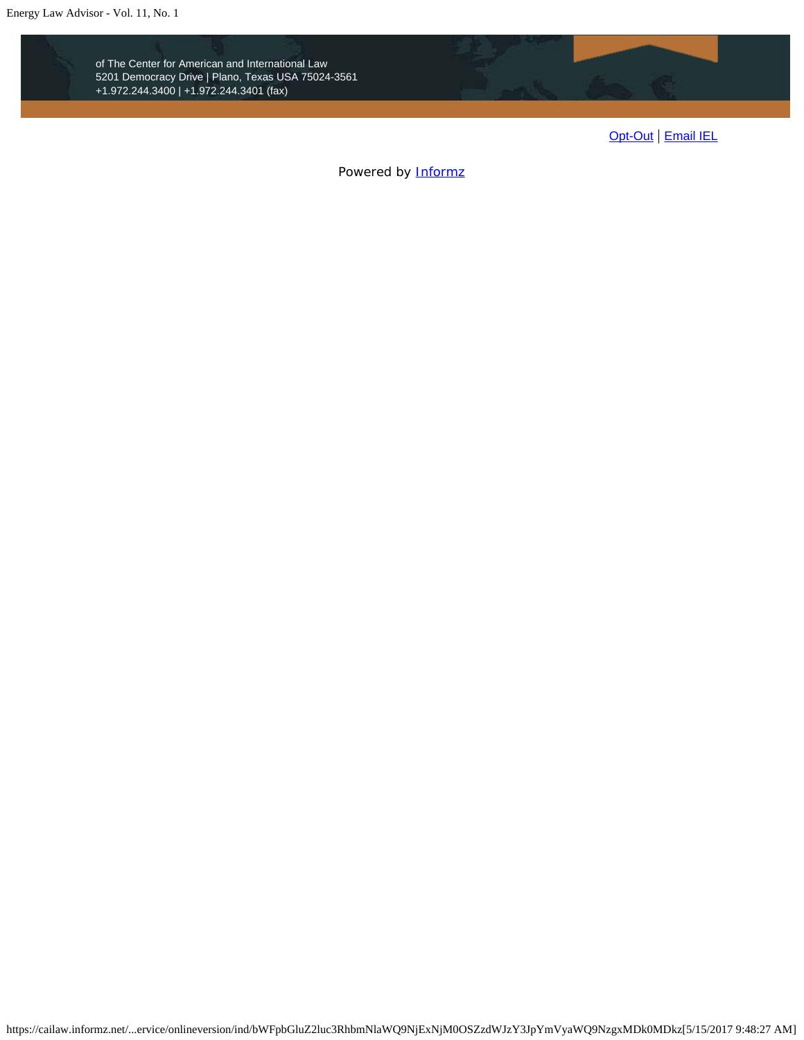of The Center for American and International Law
5201 Democracy Drive | Plano, Texas USA 75024-3561
+1.972.244.3400 | +1.972.244.3401 (fax)

Opt-Out | Email IEL

Powered by Informz